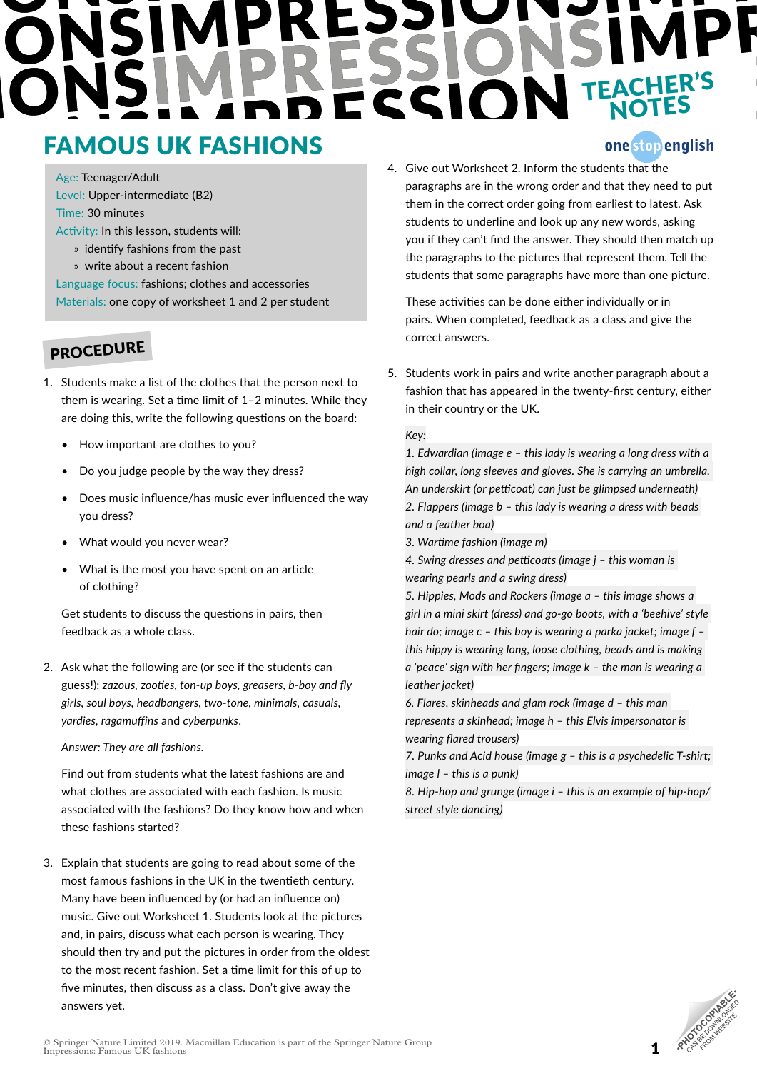# FAMOUS UK FASHIONS

TEACHER'S NOTES

Age: Teenager/Adult
Level: Upper-intermediate (B2)
Time: 30 minutes
Activity: In this lesson, students will:
- identify fashions from the past
- write about a recent fashion

Language focus: fashions; clothes and accessories
Materials: one copy of worksheet 1 and 2 per student

## PROCEDURE

1. Students make a list of the clothes that the person next to them is wearing. Set a time limit of 1–2 minutes. While they are doing this, write the following questions on the board:

   - How important are clothes to you?
   - Do you judge people by the way they dress?
   - Does music influence/has music ever influenced the way you dress?
   - What would you never wear?
   - What is the most you have spent on an article of clothing?

   Get students to discuss the questions in pairs, then feedback as a whole class.

2. Ask what the following are (or see if the students can guess!): *zazous, zooties, ton-up boys, greasers, b-boy and fly girls, soul boys, headbangers, two-tone, minimals, casuals, yardies, ragamuffins* and *cyberpunks*.

   *Answer: They are all fashions.*

   Find out from students what the latest fashions are and what clothes are associated with each fashion. Is music associated with the fashions? Do they know how and when these fashions started?

3. Explain that students are going to read about some of the most famous fashions in the UK in the twentieth century. Many have been influenced by (or had an influence on) music. Give out Worksheet 1. Students look at the pictures and, in pairs, discuss what each person is wearing. They should then try and put the pictures in order from the oldest to the most recent fashion. Set a time limit for this of up to five minutes, then discuss as a class. Don't give away the answers yet.

4. Give out Worksheet 2. Inform the students that the paragraphs are in the wrong order and that they need to put them in the correct order going from earliest to latest. Ask students to underline and look up any new words, asking you if they can't find the answer. They should then match up the paragraphs to the pictures that represent them. Tell the students that some paragraphs have more than one picture.

   These activities can be done either individually or in pairs. When completed, feedback as a class and give the correct answers.

5. Students work in pairs and write another paragraph about a fashion that has appeared in the twenty-first century, either in their country or the UK.

*Key:*
*1. Edwardian (image e – this lady is wearing a long dress with a high collar, long sleeves and gloves. She is carrying an umbrella. An underskirt (or petticoat) can just be glimpsed underneath)*
*2. Flappers (image b – this lady is wearing a dress with beads and a feather boa)*
*3. Wartime fashion (image m)*
*4. Swing dresses and petticoats (image j – this woman is wearing pearls and a swing dress)*
*5. Hippies, Mods and Rockers (image a – this image shows a girl in a mini skirt (dress) and go-go boots, with a 'beehive' style hair do; image c – this boy is wearing a parka jacket; image f – this hippy is wearing long, loose clothing, beads and is making a 'peace' sign with her fingers; image k – the man is wearing a leather jacket)*
*6. Flares, skinheads and glam rock (image d – this man represents a skinhead; image h – this Elvis impersonator is wearing flared trousers)*
*7. Punks and Acid house (image g – this is a psychedelic T-shirt; image l – this is a punk)*
*8. Hip-hop and grunge (image i – this is an example of hip-hop/street style dancing)*

© Springer Nature Limited 2019. Macmillan Education is part of the Springer Nature Group
Impressions: Famous UK fashions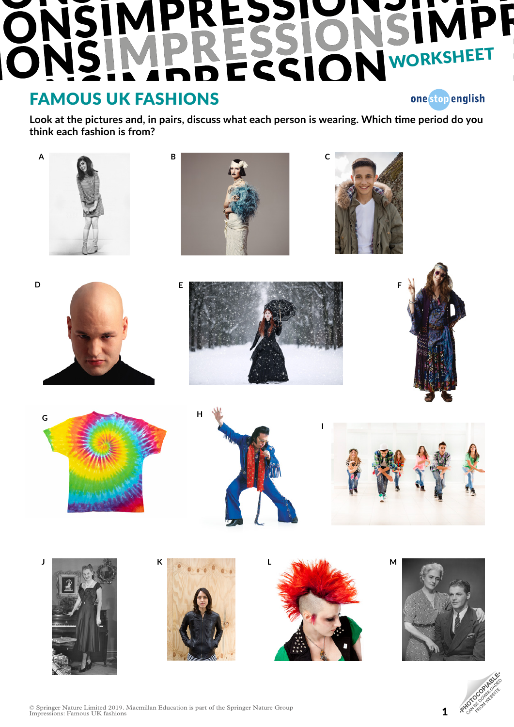# FAMOUS UK FASHIONS

**Look at the pictures and, in pairs, discuss what each person is wearing. Which time period do you think each fashion is from?**

A

B

C

D

E

F

G

H

I

J

K

L

M

© Springer Nature Limited 2019. Macmillan Education is part of the Springer Nature Group
Impressions: Famous UK fashions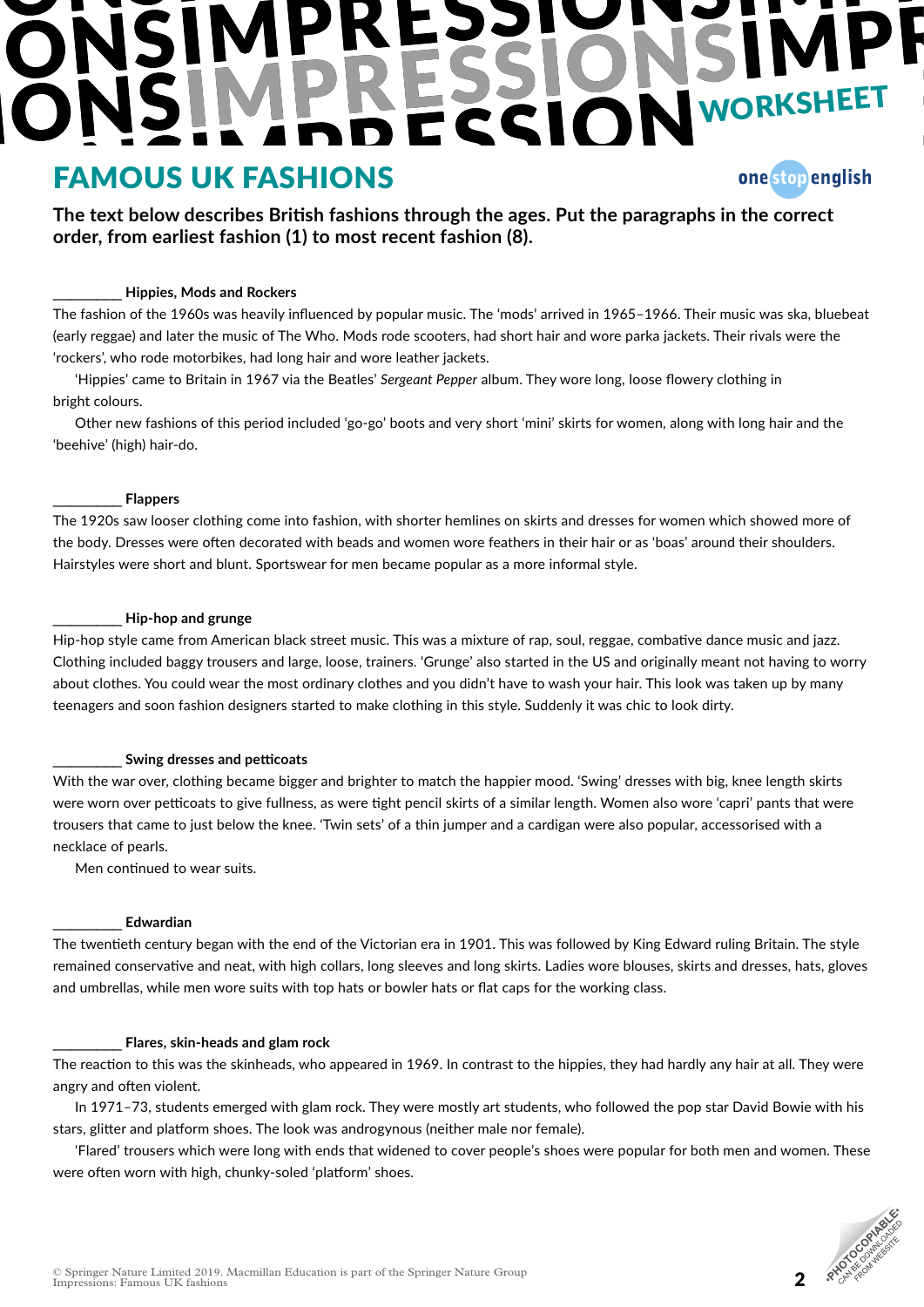## FAMOUS UK FASHIONS

**The text below describes British fashions through the ages. Put the paragraphs in the correct order, from earliest fashion (1) to most recent fashion (8).**

**_________ Hippies, Mods and Rockers**

The fashion of the 1960s was heavily influenced by popular music. The 'mods' arrived in 1965–1966. Their music was ska, bluebeat (early reggae) and later the music of The Who. Mods rode scooters, had short hair and wore parka jackets. Their rivals were the 'rockers', who rode motorbikes, had long hair and wore leather jackets.

'Hippies' came to Britain in 1967 via the Beatles' *Sergeant Pepper* album. They wore long, loose flowery clothing in bright colours.

Other new fashions of this period included 'go-go' boots and very short 'mini' skirts for women, along with long hair and the 'beehive' (high) hair-do.

**_________ Flappers**

The 1920s saw looser clothing come into fashion, with shorter hemlines on skirts and dresses for women which showed more of the body. Dresses were often decorated with beads and women wore feathers in their hair or as 'boas' around their shoulders. Hairstyles were short and blunt. Sportswear for men became popular as a more informal style.

**_________ Hip-hop and grunge**

Hip-hop style came from American black street music. This was a mixture of rap, soul, reggae, combative dance music and jazz. Clothing included baggy trousers and large, loose, trainers. 'Grunge' also started in the US and originally meant not having to worry about clothes. You could wear the most ordinary clothes and you didn't have to wash your hair. This look was taken up by many teenagers and soon fashion designers started to make clothing in this style. Suddenly it was chic to look dirty.

**_________ Swing dresses and petticoats**

With the war over, clothing became bigger and brighter to match the happier mood. 'Swing' dresses with big, knee length skirts were worn over petticoats to give fullness, as were tight pencil skirts of a similar length. Women also wore 'capri' pants that were trousers that came to just below the knee. 'Twin sets' of a thin jumper and a cardigan were also popular, accessorised with a necklace of pearls.

Men continued to wear suits.

**_________ Edwardian**

The twentieth century began with the end of the Victorian era in 1901. This was followed by King Edward ruling Britain. The style remained conservative and neat, with high collars, long sleeves and long skirts. Ladies wore blouses, skirts and dresses, hats, gloves and umbrellas, while men wore suits with top hats or bowler hats or flat caps for the working class.

**_________ Flares, skin-heads and glam rock**

The reaction to this was the skinheads, who appeared in 1969. In contrast to the hippies, they had hardly any hair at all. They were angry and often violent.

In 1971–73, students emerged with glam rock. They were mostly art students, who followed the pop star David Bowie with his stars, glitter and platform shoes. The look was androgynous (neither male nor female).

'Flared' trousers which were long with ends that widened to cover people's shoes were popular for both men and women. These were often worn with high, chunky-soled 'platform' shoes.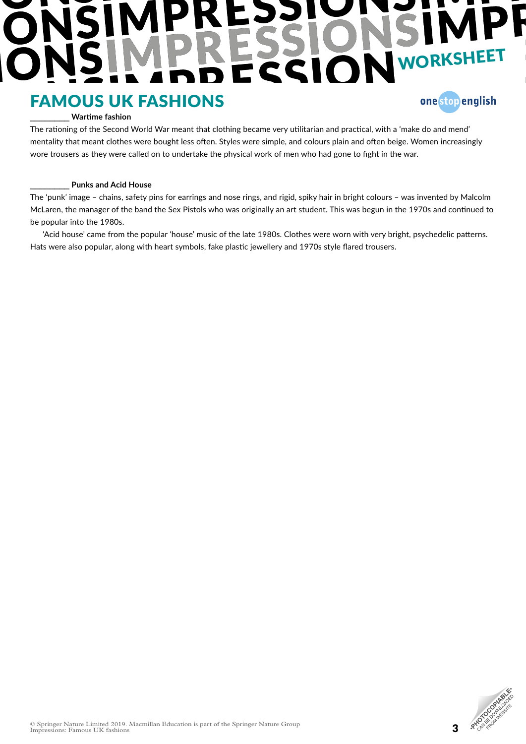# FAMOUS UK FASHIONS

_________ **Wartime fashion**

The rationing of the Second World War meant that clothing became very utilitarian and practical, with a 'make do and mend' mentality that meant clothes were bought less often. Styles were simple, and colours plain and often beige. Women increasingly wore trousers as they were called on to undertake the physical work of men who had gone to fight in the war.

_________ **Punks and Acid House**

The 'punk' image – chains, safety pins for earrings and nose rings, and rigid, spiky hair in bright colours – was invented by Malcolm McLaren, the manager of the band the Sex Pistols who was originally an art student. This was begun in the 1970s and continued to be popular into the 1980s.

'Acid house' came from the popular 'house' music of the late 1980s. Clothes were worn with very bright, psychedelic patterns. Hats were also popular, along with heart symbols, fake plastic jewellery and 1970s style flared trousers.